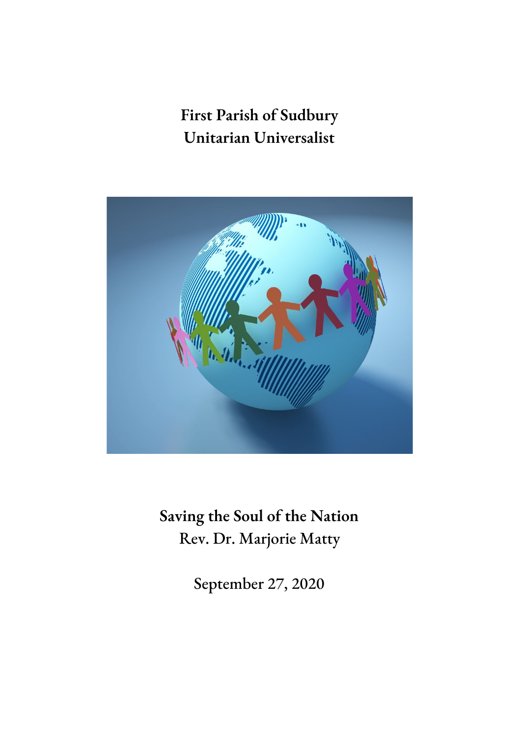# First Parish of Sudbury
# Unitarian Universalist

# Saving the Soul of the Nation

Rev. Dr. Marjorie Matty

September 27, 2020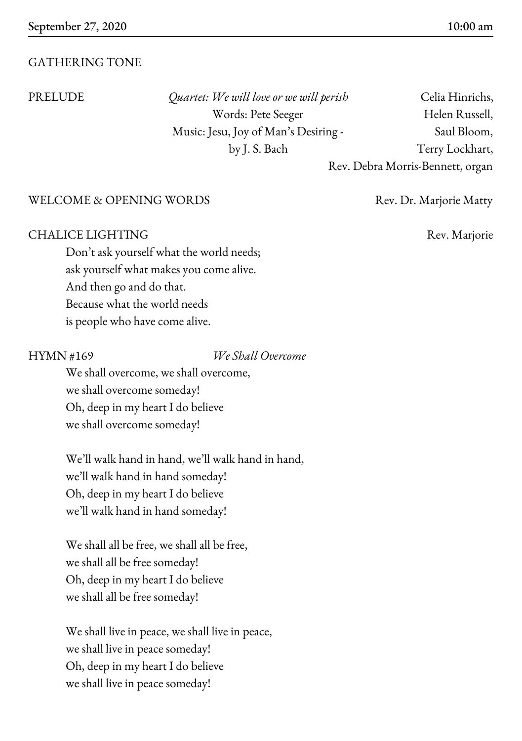**September 27, 2020** **10:00 am**

GATHERING TONE

PRELUDE *Quartet: We will love or we will perish*
Words: Pete Seeger
Music: Jesu, Joy of Man's Desiring - by J. S. Bach
Celia Hinrichs, Helen Russell, Saul Bloom, Terry Lockhart, Rev. Debra Morris-Bennett, organ

WELCOME & OPENING WORDS — Rev. Dr. Marjorie Matty

CHALICE LIGHTING — Rev. Marjorie

Don't ask yourself what the world needs;
ask yourself what makes you come alive.
And then go and do that.
Because what the world needs
is people who have come alive.

HYMN #169 *We Shall Overcome*

We shall overcome, we shall overcome,
we shall overcome someday!
Oh, deep in my heart I do believe
we shall overcome someday!

We'll walk hand in hand, we'll walk hand in hand,
we'll walk hand in hand someday!
Oh, deep in my heart I do believe
we'll walk hand in hand someday!

We shall all be free, we shall all be free,
we shall all be free someday!
Oh, deep in my heart I do believe
we shall all be free someday!

We shall live in peace, we shall live in peace,
we shall live in peace someday!
Oh, deep in my heart I do believe
we shall live in peace someday!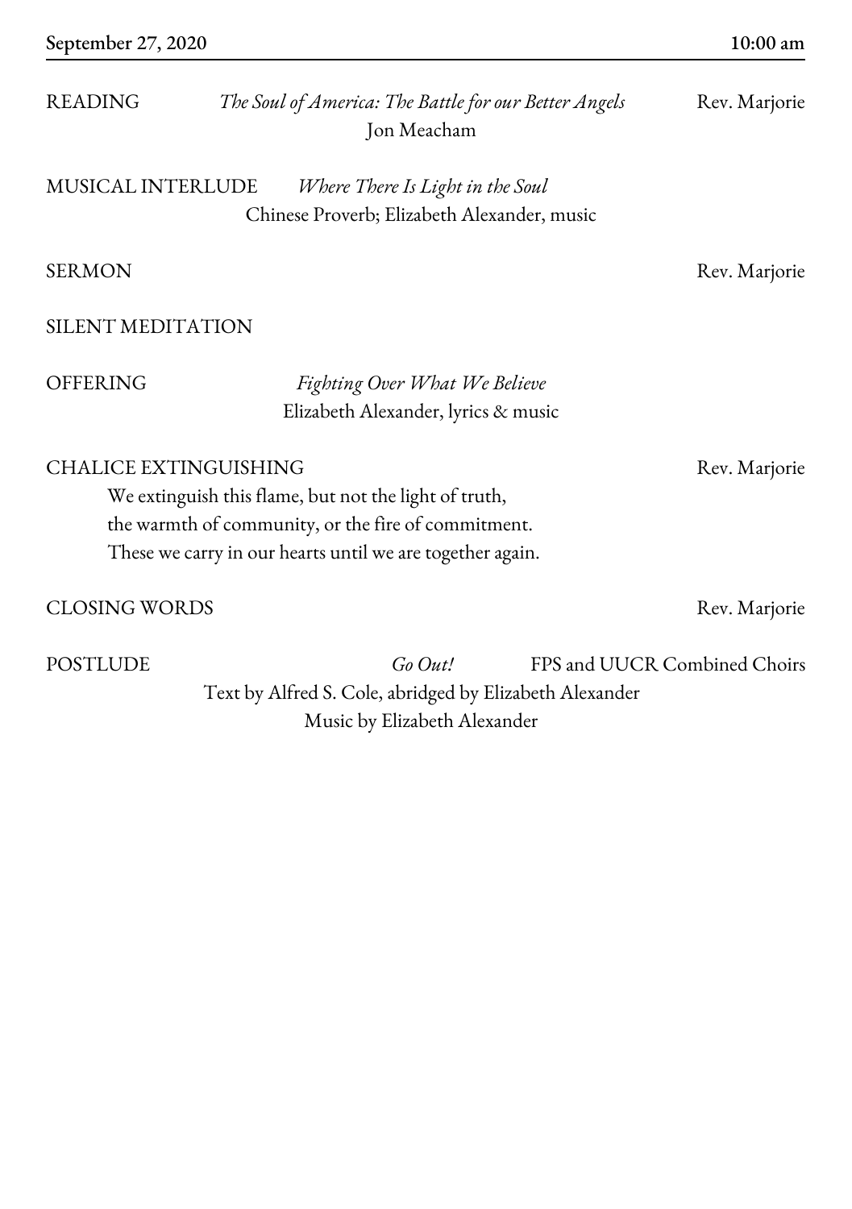September 27, 2020 10:00 am

READING *The Soul of America: The Battle for our Better Angels* Rev. Marjorie
Jon Meacham

MUSICAL INTERLUDE *Where There Is Light in the Soul*
Chinese Proverb; Elizabeth Alexander, music

SERMON Rev. Marjorie

SILENT MEDITATION

OFFERING *Fighting Over What We Believe*
Elizabeth Alexander, lyrics & music

CHALICE EXTINGUISHING Rev. Marjorie

We extinguish this flame, but not the light of truth,
the warmth of community, or the fire of commitment.
These we carry in our hearts until we are together again.

CLOSING WORDS Rev. Marjorie

POSTLUDE *Go Out!* FPS and UUCR Combined Choirs
Text by Alfred S. Cole, abridged by Elizabeth Alexander
Music by Elizabeth Alexander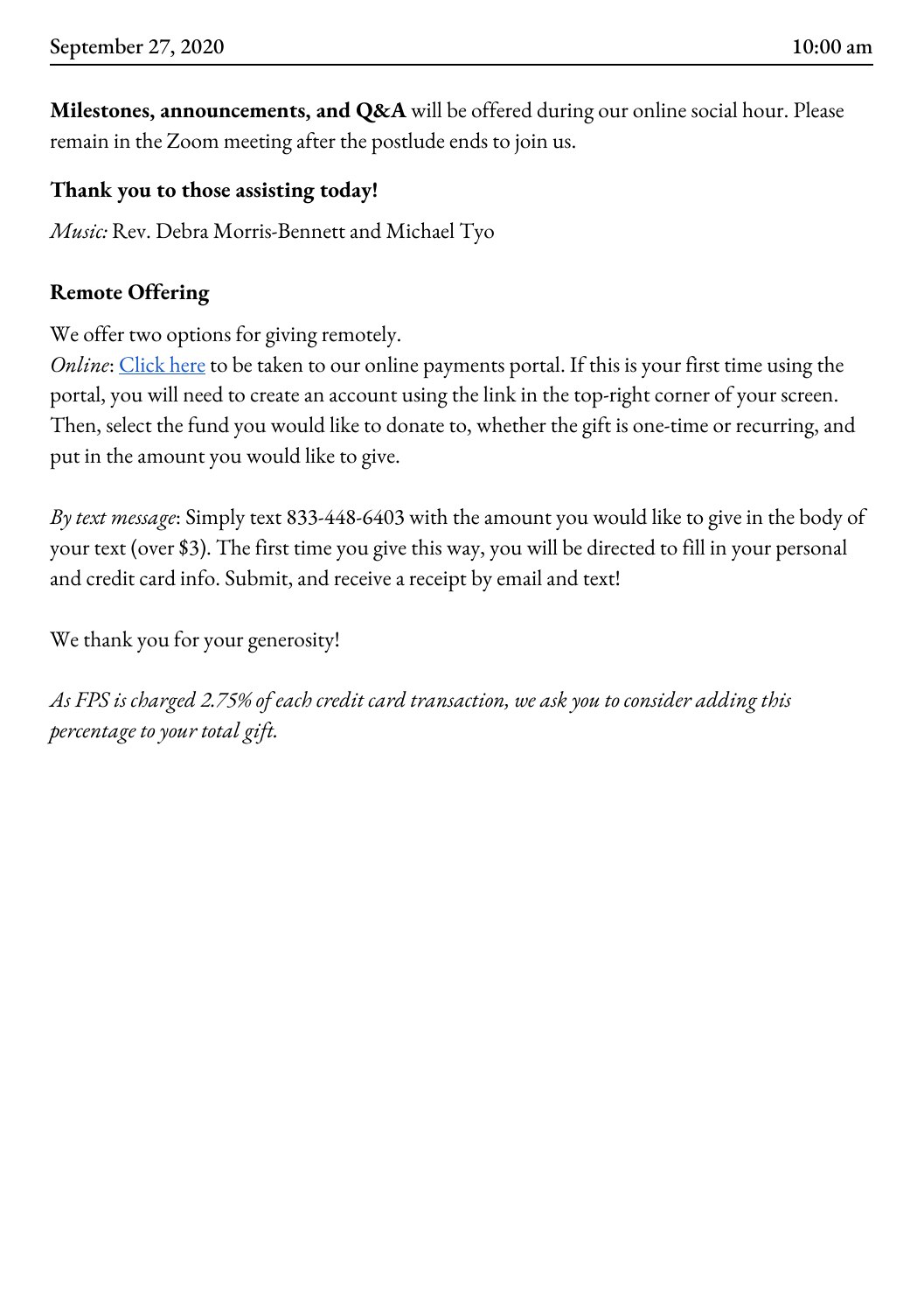**Milestones, announcements, and Q&A** will be offered during our online social hour. Please remain in the Zoom meeting after the postlude ends to join us.

**Thank you to those assisting today!**

*Music:* Rev. Debra Morris-Bennett and Michael Tyo

**Remote Offering**

We offer two options for giving remotely.
*Online*: Click here to be taken to our online payments portal. If this is your first time using the portal, you will need to create an account using the link in the top-right corner of your screen. Then, select the fund you would like to donate to, whether the gift is one-time or recurring, and put in the amount you would like to give.

*By text message*: Simply text 833-448-6403 with the amount you would like to give in the body of your text (over $3). The first time you give this way, you will be directed to fill in your personal and credit card info. Submit, and receive a receipt by email and text!

We thank you for your generosity!

*As FPS is charged 2.75% of each credit card transaction, we ask you to consider adding this percentage to your total gift.*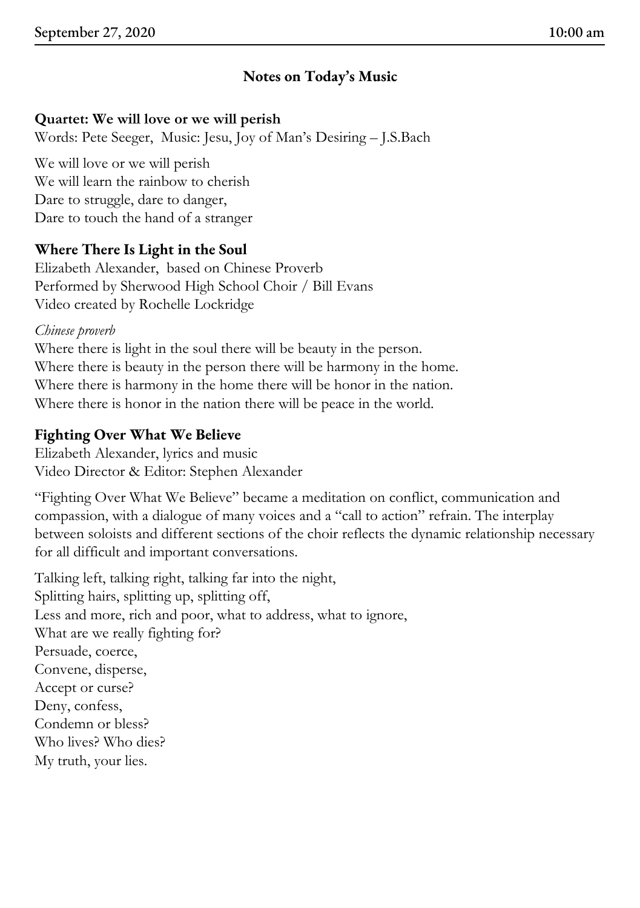## Notes on Today's Music

**Quartet: We will love or we will perish**
Words: Pete Seeger, Music: Jesu, Joy of Man's Desiring – J.S.Bach

We will love or we will perish
We will learn the rainbow to cherish
Dare to struggle, dare to danger,
Dare to touch the hand of a stranger

### Where There Is Light in the Soul

Elizabeth Alexander, based on Chinese Proverb
Performed by Sherwood High School Choir / Bill Evans
Video created by Rochelle Lockridge

*Chinese proverb*
Where there is light in the soul there will be beauty in the person.
Where there is beauty in the person there will be harmony in the home.
Where there is harmony in the home there will be honor in the nation.
Where there is honor in the nation there will be peace in the world.

### Fighting Over What We Believe

Elizabeth Alexander, lyrics and music
Video Director & Editor: Stephen Alexander

"Fighting Over What We Believe" became a meditation on conflict, communication and compassion, with a dialogue of many voices and a "call to action" refrain. The interplay between soloists and different sections of the choir reflects the dynamic relationship necessary for all difficult and important conversations.

Talking left, talking right, talking far into the night,
Splitting hairs, splitting up, splitting off,
Less and more, rich and poor, what to address, what to ignore,
What are we really fighting for?
Persuade, coerce,
Convene, disperse,
Accept or curse?
Deny, confess,
Condemn or bless?
Who lives? Who dies?
My truth, your lies.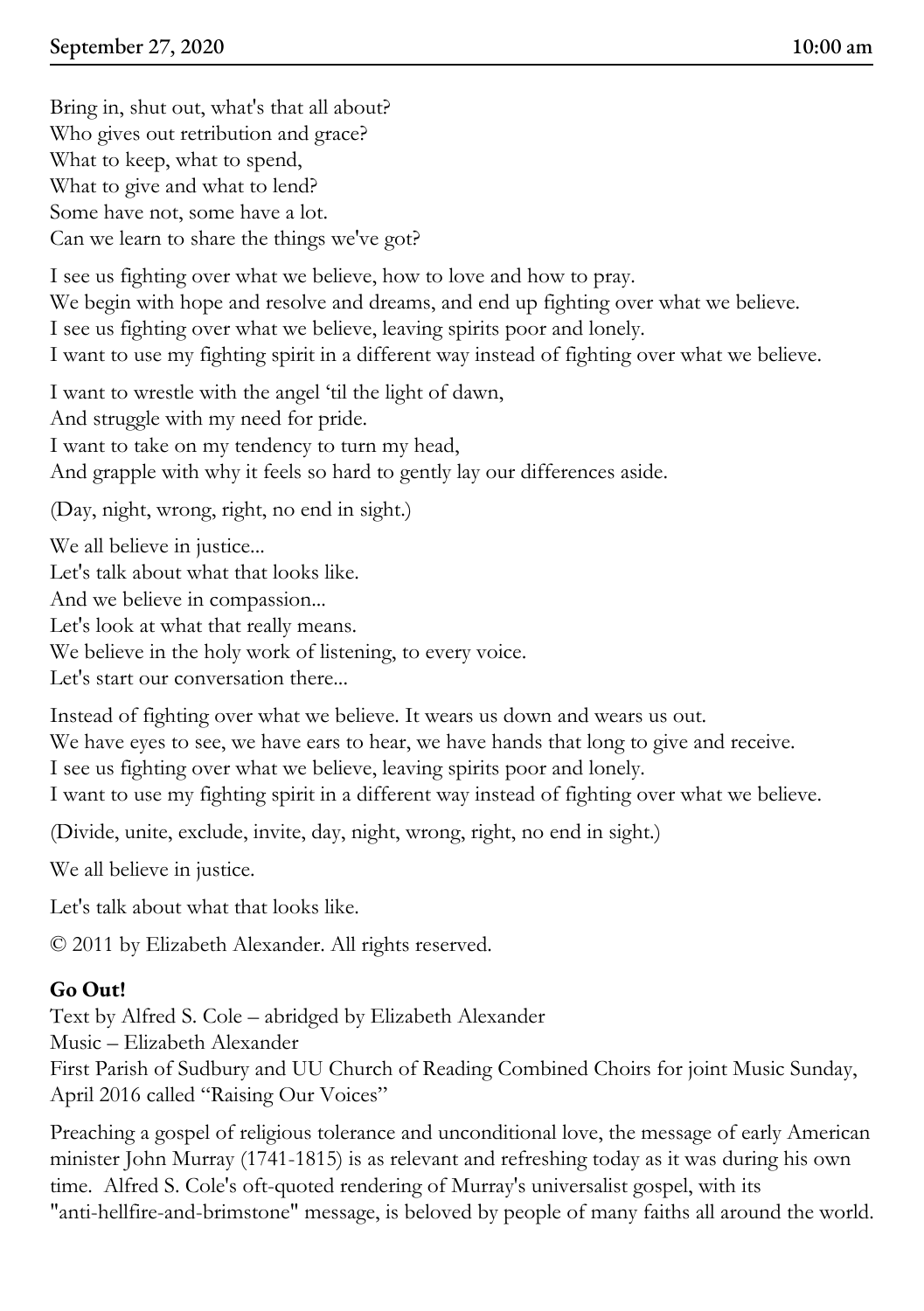Bring in, shut out, what's that all about?
Who gives out retribution and grace?
What to keep, what to spend,
What to give and what to lend?
Some have not, some have a lot.
Can we learn to share the things we've got?

I see us fighting over what we believe, how to love and how to pray.
We begin with hope and resolve and dreams, and end up fighting over what we believe.
I see us fighting over what we believe, leaving spirits poor and lonely.
I want to use my fighting spirit in a different way instead of fighting over what we believe.

I want to wrestle with the angel 'til the light of dawn,
And struggle with my need for pride.
I want to take on my tendency to turn my head,
And grapple with why it feels so hard to gently lay our differences aside.

(Day, night, wrong, right, no end in sight.)

We all believe in justice...
Let's talk about what that looks like.
And we believe in compassion...
Let's look at what that really means.
We believe in the holy work of listening, to every voice.
Let's start our conversation there...

Instead of fighting over what we believe. It wears us down and wears us out.
We have eyes to see, we have ears to hear, we have hands that long to give and receive.
I see us fighting over what we believe, leaving spirits poor and lonely.
I want to use my fighting spirit in a different way instead of fighting over what we believe.

(Divide, unite, exclude, invite, day, night, wrong, right, no end in sight.)

We all believe in justice.

Let's talk about what that looks like.

© 2011 by Elizabeth Alexander. All rights reserved.

**Go Out!**
Text by Alfred S. Cole – abridged by Elizabeth Alexander
Music – Elizabeth Alexander
First Parish of Sudbury and UU Church of Reading Combined Choirs for joint Music Sunday, April 2016 called "Raising Our Voices"

Preaching a gospel of religious tolerance and unconditional love, the message of early American minister John Murray (1741-1815) is as relevant and refreshing today as it was during his own time. Alfred S. Cole's oft-quoted rendering of Murray's universalist gospel, with its "anti-hellfire-and-brimstone" message, is beloved by people of many faiths all around the world.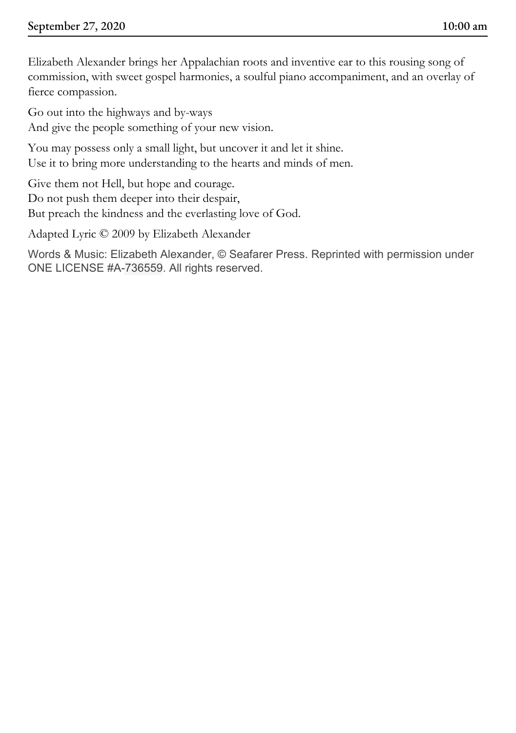Elizabeth Alexander brings her Appalachian roots and inventive ear to this rousing song of commission, with sweet gospel harmonies, a soulful piano accompaniment, and an overlay of fierce compassion.

Go out into the highways and by-ways  
And give the people something of your new vision.

You may possess only a small light, but uncover it and let it shine.  
Use it to bring more understanding to the hearts and minds of men.

Give them not Hell, but hope and courage.  
Do not push them deeper into their despair,  
But preach the kindness and the everlasting love of God.

Adapted Lyric © 2009 by Elizabeth Alexander

Words & Music: Elizabeth Alexander, © Seafarer Press. Reprinted with permission under ONE LICENSE #A-736559. All rights reserved.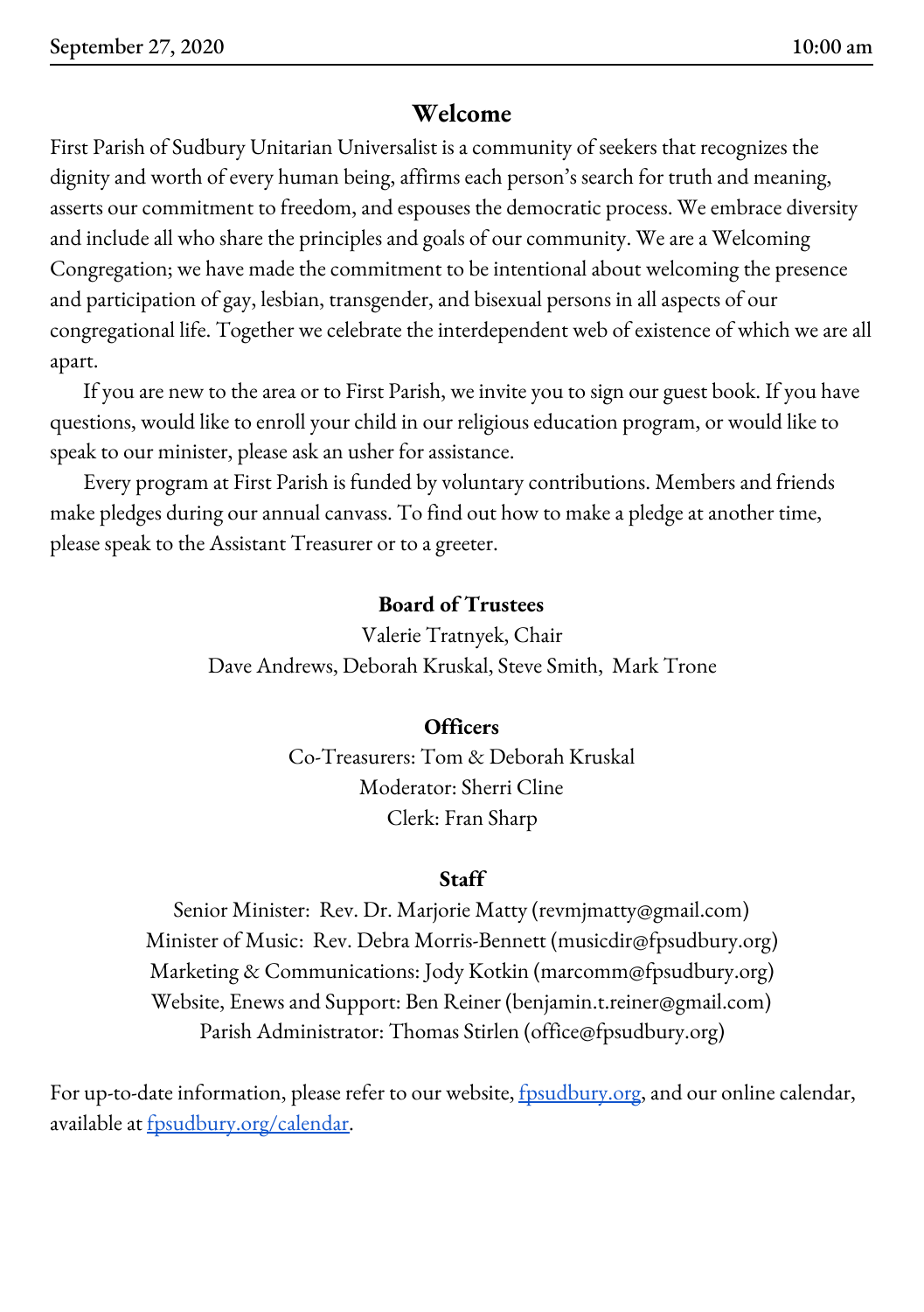## Welcome

First Parish of Sudbury Unitarian Universalist is a community of seekers that recognizes the dignity and worth of every human being, affirms each person's search for truth and meaning, asserts our commitment to freedom, and espouses the democratic process. We embrace diversity and include all who share the principles and goals of our community. We are a Welcoming Congregation; we have made the commitment to be intentional about welcoming the presence and participation of gay, lesbian, transgender, and bisexual persons in all aspects of our congregational life. Together we celebrate the interdependent web of existence of which we are all apart.

If you are new to the area or to First Parish, we invite you to sign our guest book. If you have questions, would like to enroll your child in our religious education program, or would like to speak to our minister, please ask an usher for assistance.

Every program at First Parish is funded by voluntary contributions. Members and friends make pledges during our annual canvass. To find out how to make a pledge at another time, please speak to the Assistant Treasurer or to a greeter.

**Board of Trustees**

Valerie Tratnyek, Chair
Dave Andrews, Deborah Kruskal, Steve Smith, Mark Trone

**Officers**

Co-Treasurers: Tom & Deborah Kruskal
Moderator: Sherri Cline
Clerk: Fran Sharp

**Staff**

Senior Minister: Rev. Dr. Marjorie Matty (revmjmatty@gmail.com)
Minister of Music: Rev. Debra Morris-Bennett (musicdir@fpsudbury.org)
Marketing & Communications: Jody Kotkin (marcomm@fpsudbury.org)
Website, Enews and Support: Ben Reiner (benjamin.t.reiner@gmail.com)
Parish Administrator: Thomas Stirlen (office@fpsudbury.org)

For up-to-date information, please refer to our website, [fpsudbury.org](fpsudbury.org), and our online calendar, available at [fpsudbury.org/calendar](fpsudbury.org/calendar).